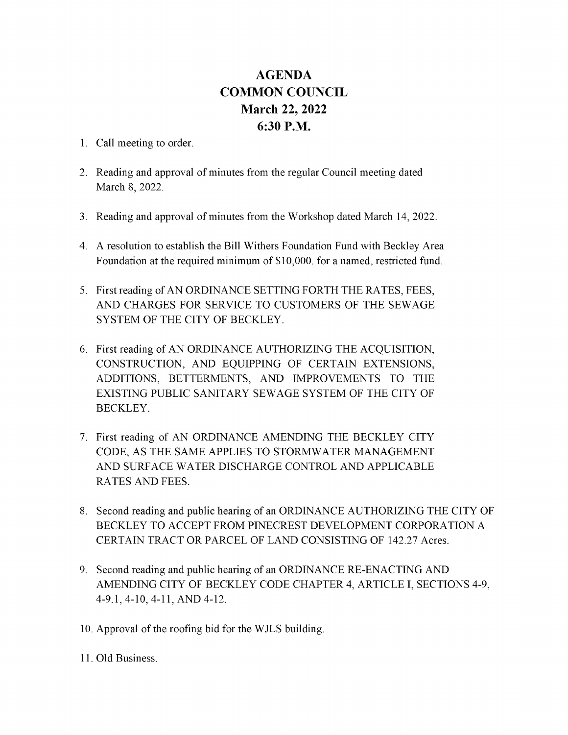# AGENDA
# COMMON COUNCIL
# March 22, 2022
# 6:30 P.M.

1. Call meeting to order.

2. Reading and approval of minutes from the regular Council meeting dated March 8, 2022.

3. Reading and approval of minutes from the Workshop dated March 14, 2022.

4. A resolution to establish the Bill Withers Foundation Fund with Beckley Area Foundation at the required minimum of $10,000. for a named, restricted fund.

5. First reading of AN ORDINANCE SETTING FORTH THE RATES, FEES, AND CHARGES FOR SERVICE TO CUSTOMERS OF THE SEWAGE SYSTEM OF THE CITY OF BECKLEY.

6. First reading of AN ORDINANCE AUTHORIZING THE ACQUISITION, CONSTRUCTION, AND EQUIPPING OF CERTAIN EXTENSIONS, ADDITIONS, BETTERMENTS, AND IMPROVEMENTS TO THE EXISTING PUBLIC SANITARY SEWAGE SYSTEM OF THE CITY OF BECKLEY.

7. First reading of AN ORDINANCE AMENDING THE BECKLEY CITY CODE, AS THE SAME APPLIES TO STORMWATER MANAGEMENT AND SURFACE WATER DISCHARGE CONTROL AND APPLICABLE RATES AND FEES.

8. Second reading and public hearing of an ORDINANCE AUTHORIZING THE CITY OF BECKLEY TO ACCEPT FROM PINECREST DEVELOPMENT CORPORATION A CERTAIN TRACT OR PARCEL OF LAND CONSISTING OF 142.27 Acres.

9. Second reading and public hearing of an ORDINANCE RE-ENACTING AND AMENDING CITY OF BECKLEY CODE CHAPTER 4, ARTICLE I, SECTIONS 4-9, 4-9.1, 4-10, 4-11, AND 4-12.

10. Approval of the roofing bid for the WJLS building.

11. Old Business.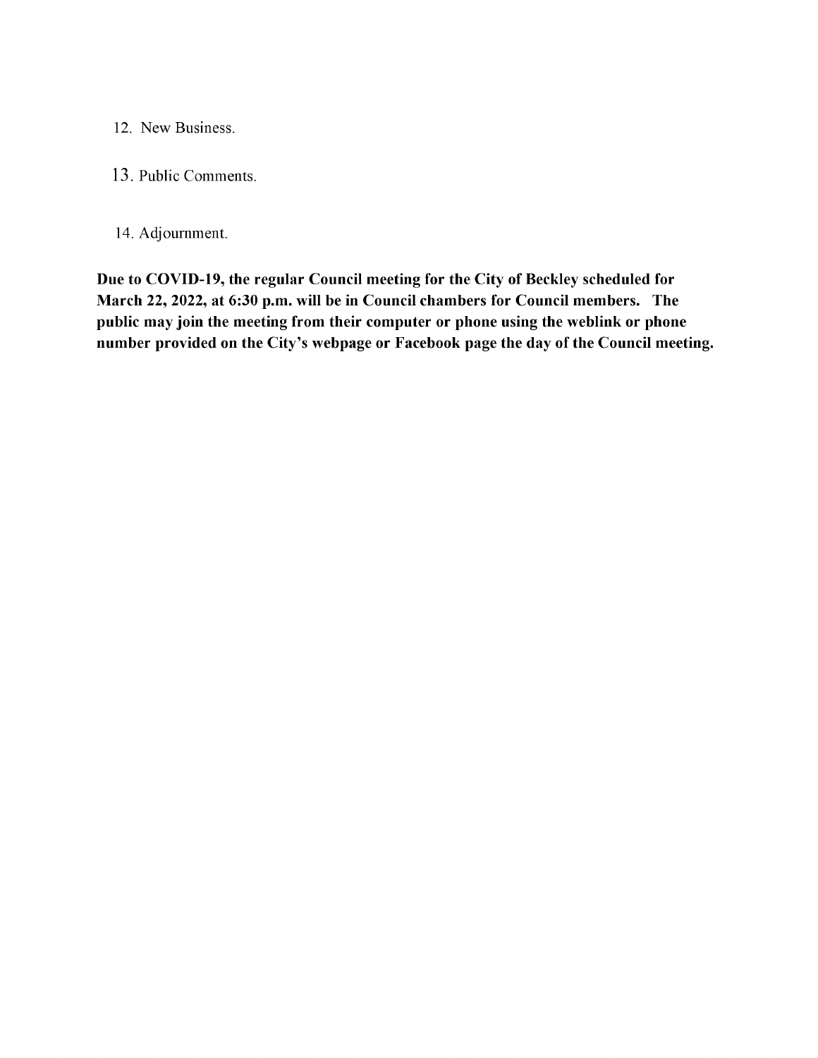12. New Business.

13. Public Comments.

14. Adjournment.

**Due to COVID-19, the regular Council meeting for the City of Beckley scheduled for March 22, 2022, at 6:30 p.m. will be in Council chambers for Council members. The public may join the meeting from their computer or phone using the weblink or phone number provided on the City's webpage or Facebook page the day of the Council meeting.**